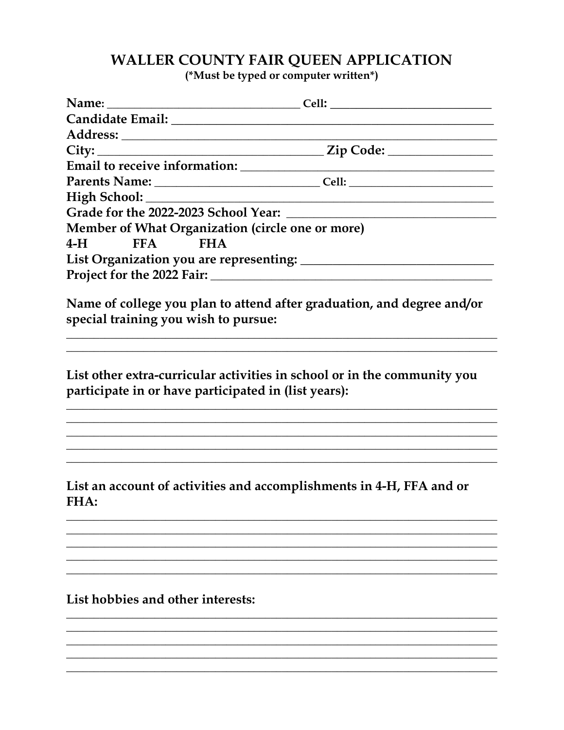# WALLER COUNTY FAIR QUEEN APPLICATION

**(*Must be typed or computer written*)**

**Name:** ______________________________ **Cell:** _________________________

**Candidate Email:** _______________________________________________

**Address:** _______________________________________________________

**City:** _________________________________ **Zip Code:** ______________

**Email to receive information:** ____________________________________

**Parents Name:** ________________________ **Cell:** _______________________

**High School:** ____________________________________________________

**Grade for the 2022-2023 School Year:** ______________________________

**Member of What Organization (circle one or more)**

**4-H FFA FHA**

**List Organization you are representing:** ____________________________

**Project for the 2022 Fair:** ___________________________________________

**Name of college you plan to attend after graduation, and degree and/or special training you wish to pursue:**

_____________________________________________________________________

_____________________________________________________________________

**List other extra-curricular activities in school or in the community you participate in or have participated in (list years):**

_____________________________________________________________________

_____________________________________________________________________

_____________________________________________________________________

_____________________________________________________________________

_____________________________________________________________________

**List an account of activities and accomplishments in 4-H, FFA and or FHA:**

_____________________________________________________________________

_____________________________________________________________________

_____________________________________________________________________

_____________________________________________________________________

_____________________________________________________________________

**List hobbies and other interests:**

_____________________________________________________________________

_____________________________________________________________________

_____________________________________________________________________

_____________________________________________________________________

_____________________________________________________________________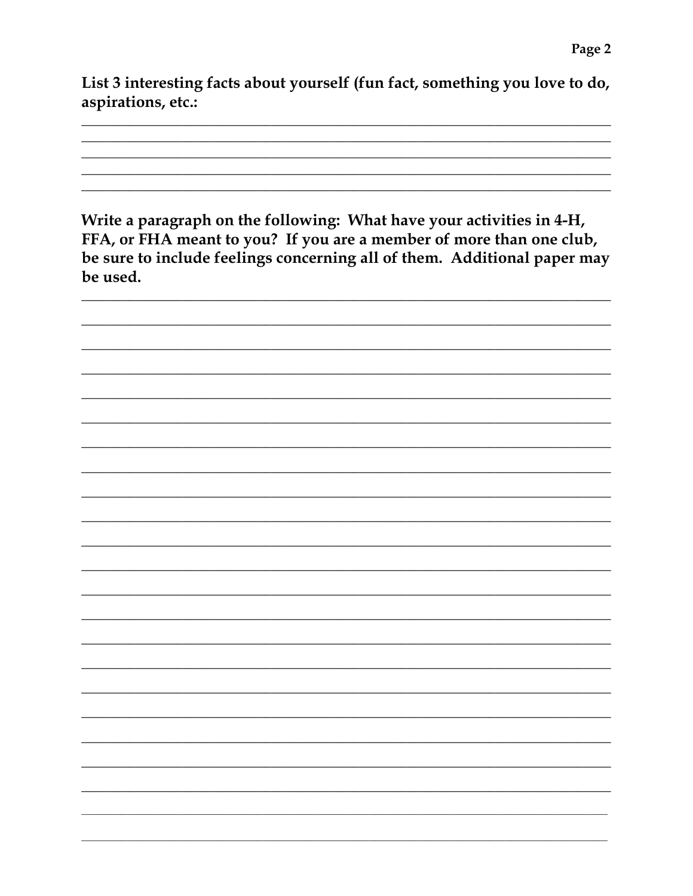**List 3 interesting facts about yourself (fun fact, something you love to do, aspirations, etc.:**

\_\_\_\_\_\_\_\_\_\_\_\_\_\_\_\_\_\_\_\_\_\_\_\_\_\_\_\_\_\_\_\_\_\_\_\_\_\_\_\_\_\_\_\_\_\_\_\_\_\_\_\_\_\_\_\_\_\_\_\_\_\_\_\_\_\_\_\_\_\_

\_\_\_\_\_\_\_\_\_\_\_\_\_\_\_\_\_\_\_\_\_\_\_\_\_\_\_\_\_\_\_\_\_\_\_\_\_\_\_\_\_\_\_\_\_\_\_\_\_\_\_\_\_\_\_\_\_\_\_\_\_\_\_\_\_\_\_\_\_\_

\_\_\_\_\_\_\_\_\_\_\_\_\_\_\_\_\_\_\_\_\_\_\_\_\_\_\_\_\_\_\_\_\_\_\_\_\_\_\_\_\_\_\_\_\_\_\_\_\_\_\_\_\_\_\_\_\_\_\_\_\_\_\_\_\_\_\_\_\_\_

\_\_\_\_\_\_\_\_\_\_\_\_\_\_\_\_\_\_\_\_\_\_\_\_\_\_\_\_\_\_\_\_\_\_\_\_\_\_\_\_\_\_\_\_\_\_\_\_\_\_\_\_\_\_\_\_\_\_\_\_\_\_\_\_\_\_\_\_\_\_

\_\_\_\_\_\_\_\_\_\_\_\_\_\_\_\_\_\_\_\_\_\_\_\_\_\_\_\_\_\_\_\_\_\_\_\_\_\_\_\_\_\_\_\_\_\_\_\_\_\_\_\_\_\_\_\_\_\_\_\_\_\_\_\_\_\_\_\_\_\_

**Write a paragraph on the following: What have your activities in 4-H, FFA, or FHA meant to you? If you are a member of more than one club, be sure to include feelings concerning all of them. Additional paper may be used.**

\_\_\_\_\_\_\_\_\_\_\_\_\_\_\_\_\_\_\_\_\_\_\_\_\_\_\_\_\_\_\_\_\_\_\_\_\_\_\_\_\_\_\_\_\_\_\_\_\_\_\_\_\_\_\_\_\_\_\_\_\_\_\_\_\_\_\_\_\_\_

\_\_\_\_\_\_\_\_\_\_\_\_\_\_\_\_\_\_\_\_\_\_\_\_\_\_\_\_\_\_\_\_\_\_\_\_\_\_\_\_\_\_\_\_\_\_\_\_\_\_\_\_\_\_\_\_\_\_\_\_\_\_\_\_\_\_\_\_\_\_

\_\_\_\_\_\_\_\_\_\_\_\_\_\_\_\_\_\_\_\_\_\_\_\_\_\_\_\_\_\_\_\_\_\_\_\_\_\_\_\_\_\_\_\_\_\_\_\_\_\_\_\_\_\_\_\_\_\_\_\_\_\_\_\_\_\_\_\_\_\_

\_\_\_\_\_\_\_\_\_\_\_\_\_\_\_\_\_\_\_\_\_\_\_\_\_\_\_\_\_\_\_\_\_\_\_\_\_\_\_\_\_\_\_\_\_\_\_\_\_\_\_\_\_\_\_\_\_\_\_\_\_\_\_\_\_\_\_\_\_\_

\_\_\_\_\_\_\_\_\_\_\_\_\_\_\_\_\_\_\_\_\_\_\_\_\_\_\_\_\_\_\_\_\_\_\_\_\_\_\_\_\_\_\_\_\_\_\_\_\_\_\_\_\_\_\_\_\_\_\_\_\_\_\_\_\_\_\_\_\_\_

\_\_\_\_\_\_\_\_\_\_\_\_\_\_\_\_\_\_\_\_\_\_\_\_\_\_\_\_\_\_\_\_\_\_\_\_\_\_\_\_\_\_\_\_\_\_\_\_\_\_\_\_\_\_\_\_\_\_\_\_\_\_\_\_\_\_\_\_\_\_

\_\_\_\_\_\_\_\_\_\_\_\_\_\_\_\_\_\_\_\_\_\_\_\_\_\_\_\_\_\_\_\_\_\_\_\_\_\_\_\_\_\_\_\_\_\_\_\_\_\_\_\_\_\_\_\_\_\_\_\_\_\_\_\_\_\_\_\_\_\_

\_\_\_\_\_\_\_\_\_\_\_\_\_\_\_\_\_\_\_\_\_\_\_\_\_\_\_\_\_\_\_\_\_\_\_\_\_\_\_\_\_\_\_\_\_\_\_\_\_\_\_\_\_\_\_\_\_\_\_\_\_\_\_\_\_\_\_\_\_\_

\_\_\_\_\_\_\_\_\_\_\_\_\_\_\_\_\_\_\_\_\_\_\_\_\_\_\_\_\_\_\_\_\_\_\_\_\_\_\_\_\_\_\_\_\_\_\_\_\_\_\_\_\_\_\_\_\_\_\_\_\_\_\_\_\_\_\_\_\_\_

\_\_\_\_\_\_\_\_\_\_\_\_\_\_\_\_\_\_\_\_\_\_\_\_\_\_\_\_\_\_\_\_\_\_\_\_\_\_\_\_\_\_\_\_\_\_\_\_\_\_\_\_\_\_\_\_\_\_\_\_\_\_\_\_\_\_\_\_\_\_

\_\_\_\_\_\_\_\_\_\_\_\_\_\_\_\_\_\_\_\_\_\_\_\_\_\_\_\_\_\_\_\_\_\_\_\_\_\_\_\_\_\_\_\_\_\_\_\_\_\_\_\_\_\_\_\_\_\_\_\_\_\_\_\_\_\_\_\_\_\_

\_\_\_\_\_\_\_\_\_\_\_\_\_\_\_\_\_\_\_\_\_\_\_\_\_\_\_\_\_\_\_\_\_\_\_\_\_\_\_\_\_\_\_\_\_\_\_\_\_\_\_\_\_\_\_\_\_\_\_\_\_\_\_\_\_\_\_\_\_\_

\_\_\_\_\_\_\_\_\_\_\_\_\_\_\_\_\_\_\_\_\_\_\_\_\_\_\_\_\_\_\_\_\_\_\_\_\_\_\_\_\_\_\_\_\_\_\_\_\_\_\_\_\_\_\_\_\_\_\_\_\_\_\_\_\_\_\_\_\_\_

\_\_\_\_\_\_\_\_\_\_\_\_\_\_\_\_\_\_\_\_\_\_\_\_\_\_\_\_\_\_\_\_\_\_\_\_\_\_\_\_\_\_\_\_\_\_\_\_\_\_\_\_\_\_\_\_\_\_\_\_\_\_\_\_\_\_\_\_\_\_

\_\_\_\_\_\_\_\_\_\_\_\_\_\_\_\_\_\_\_\_\_\_\_\_\_\_\_\_\_\_\_\_\_\_\_\_\_\_\_\_\_\_\_\_\_\_\_\_\_\_\_\_\_\_\_\_\_\_\_\_\_\_\_\_\_\_\_\_\_\_

\_\_\_\_\_\_\_\_\_\_\_\_\_\_\_\_\_\_\_\_\_\_\_\_\_\_\_\_\_\_\_\_\_\_\_\_\_\_\_\_\_\_\_\_\_\_\_\_\_\_\_\_\_\_\_\_\_\_\_\_\_\_\_\_\_\_\_\_\_\_

\_\_\_\_\_\_\_\_\_\_\_\_\_\_\_\_\_\_\_\_\_\_\_\_\_\_\_\_\_\_\_\_\_\_\_\_\_\_\_\_\_\_\_\_\_\_\_\_\_\_\_\_\_\_\_\_\_\_\_\_\_\_\_\_\_\_\_\_\_\_

\_\_\_\_\_\_\_\_\_\_\_\_\_\_\_\_\_\_\_\_\_\_\_\_\_\_\_\_\_\_\_\_\_\_\_\_\_\_\_\_\_\_\_\_\_\_\_\_\_\_\_\_\_\_\_\_\_\_\_\_\_\_\_\_\_\_\_\_\_\_

\_\_\_\_\_\_\_\_\_\_\_\_\_\_\_\_\_\_\_\_\_\_\_\_\_\_\_\_\_\_\_\_\_\_\_\_\_\_\_\_\_\_\_\_\_\_\_\_\_\_\_\_\_\_\_\_\_\_\_\_\_\_\_\_\_\_\_\_\_\_

\_\_\_\_\_\_\_\_\_\_\_\_\_\_\_\_\_\_\_\_\_\_\_\_\_\_\_\_\_\_\_\_\_\_\_\_\_\_\_\_\_\_\_\_\_\_\_\_\_\_\_\_\_\_\_\_\_\_\_\_\_\_\_\_\_\_\_\_\_\_

\_\_\_\_\_\_\_\_\_\_\_\_\_\_\_\_\_\_\_\_\_\_\_\_\_\_\_\_\_\_\_\_\_\_\_\_\_\_\_\_\_\_\_\_\_\_\_\_\_\_\_\_\_\_\_\_\_\_\_\_\_\_\_\_\_\_\_\_\_\_

\_\_\_\_\_\_\_\_\_\_\_\_\_\_\_\_\_\_\_\_\_\_\_\_\_\_\_\_\_\_\_\_\_\_\_\_\_\_\_\_\_\_\_\_\_\_\_\_\_\_\_\_\_\_\_\_\_\_\_\_\_\_\_\_\_\_\_\_\_\_

\_\_\_\_\_\_\_\_\_\_\_\_\_\_\_\_\_\_\_\_\_\_\_\_\_\_\_\_\_\_\_\_\_\_\_\_\_\_\_\_\_\_\_\_\_\_\_\_\_\_\_\_\_\_\_\_\_\_\_\_\_\_\_\_\_\_\_\_\_\_

\_\_\_\_\_\_\_\_\_\_\_\_\_\_\_\_\_\_\_\_\_\_\_\_\_\_\_\_\_\_\_\_\_\_\_\_\_\_\_\_\_\_\_\_\_\_\_\_\_\_\_\_\_\_\_\_\_\_\_\_\_\_\_\_\_\_\_\_\_\_

\_\_\_\_\_\_\_\_\_\_\_\_\_\_\_\_\_\_\_\_\_\_\_\_\_\_\_\_\_\_\_\_\_\_\_\_\_\_\_\_\_\_\_\_\_\_\_\_\_\_\_\_\_\_\_\_\_\_\_\_\_\_\_\_\_\_\_\_\_\_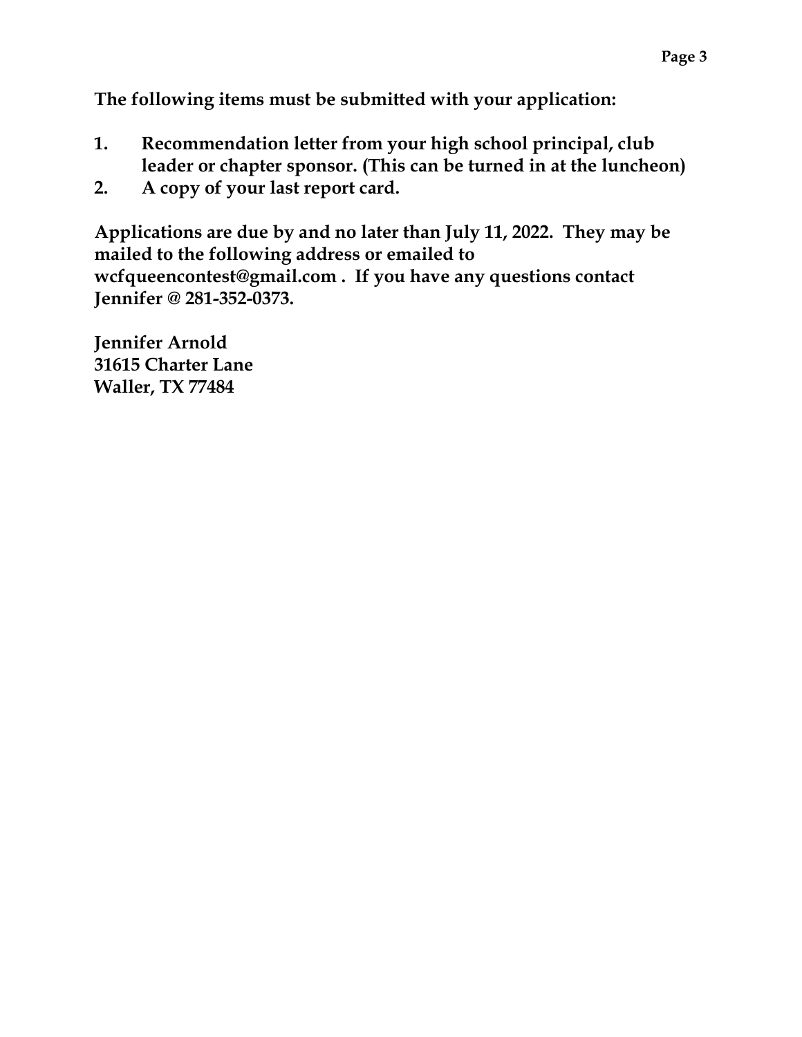**The following items must be submitted with your application:**

1. **Recommendation letter from your high school principal, club leader or chapter sponsor. (This can be turned in at the luncheon)**
2. **A copy of your last report card.**

**Applications are due by and no later than July 11, 2022. They may be mailed to the following address or emailed to wcfqueencontest@gmail.com . If you have any questions contact Jennifer @ 281-352-0373.**

**Jennifer Arnold**
**31615 Charter Lane**
**Waller, TX 77484**